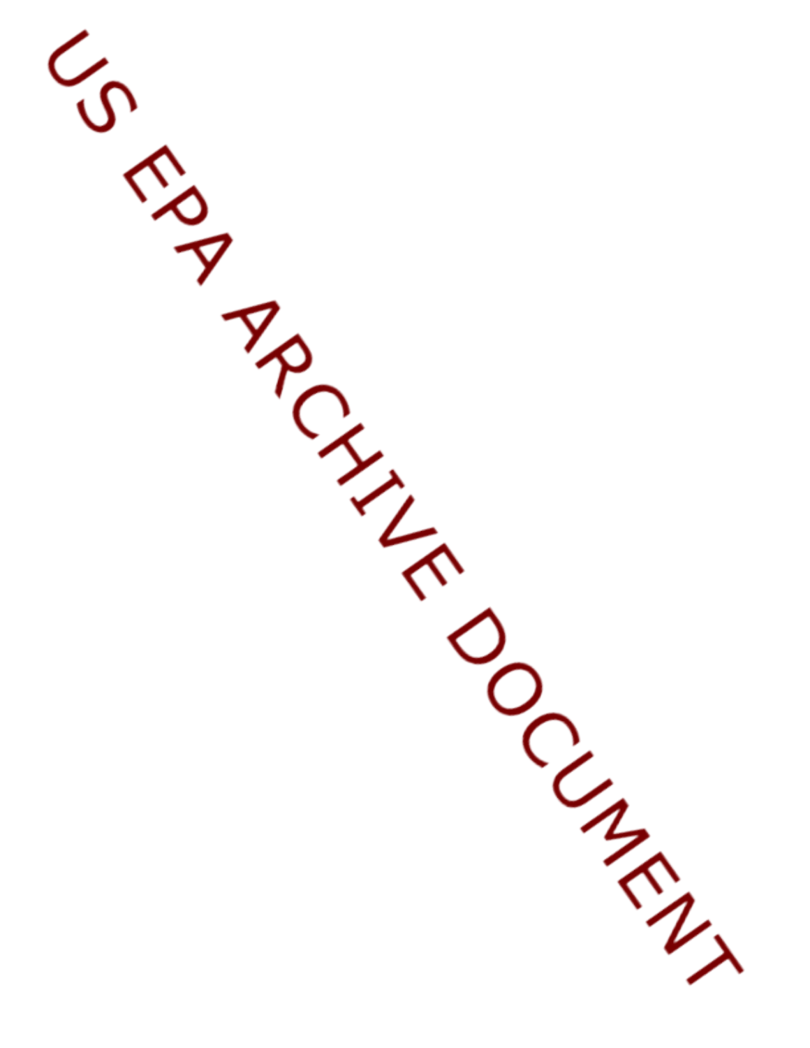US EPA ARCHIVE DOCUMENT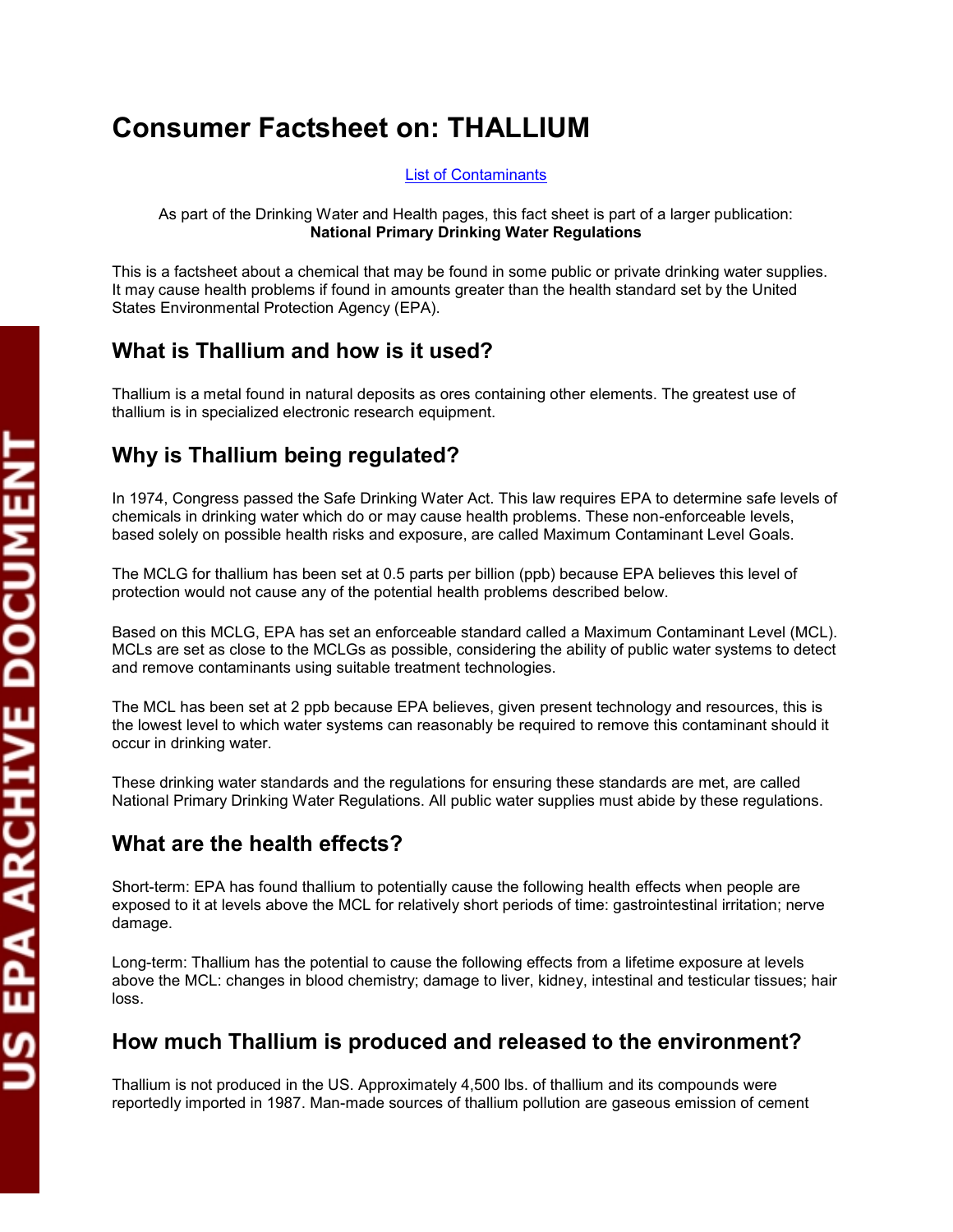# Consumer Factsheet on: THALLIUM

[List of Contaminants]

As part of the Drinking Water and Health pages, this fact sheet is part of a larger publication:
**National Primary Drinking Water Regulations**

This is a factsheet about a chemical that may be found in some public or private drinking water supplies. It may cause health problems if found in amounts greater than the health standard set by the United States Environmental Protection Agency (EPA).

## What is Thallium and how is it used?

Thallium is a metal found in natural deposits as ores containing other elements. The greatest use of thallium is in specialized electronic research equipment.

## Why is Thallium being regulated?

In 1974, Congress passed the Safe Drinking Water Act. This law requires EPA to determine safe levels of chemicals in drinking water which do or may cause health problems. These non-enforceable levels, based solely on possible health risks and exposure, are called Maximum Contaminant Level Goals.

The MCLG for thallium has been set at 0.5 parts per billion (ppb) because EPA believes this level of protection would not cause any of the potential health problems described below.

Based on this MCLG, EPA has set an enforceable standard called a Maximum Contaminant Level (MCL). MCLs are set as close to the MCLGs as possible, considering the ability of public water systems to detect and remove contaminants using suitable treatment technologies.

The MCL has been set at 2 ppb because EPA believes, given present technology and resources, this is the lowest level to which water systems can reasonably be required to remove this contaminant should it occur in drinking water.

These drinking water standards and the regulations for ensuring these standards are met, are called National Primary Drinking Water Regulations. All public water supplies must abide by these regulations.

## What are the health effects?

Short-term: EPA has found thallium to potentially cause the following health effects when people are exposed to it at levels above the MCL for relatively short periods of time: gastrointestinal irritation; nerve damage.

Long-term: Thallium has the potential to cause the following effects from a lifetime exposure at levels above the MCL: changes in blood chemistry; damage to liver, kidney, intestinal and testicular tissues; hair loss.

## How much Thallium is produced and released to the environment?

Thallium is not produced in the US. Approximately 4,500 lbs. of thallium and its compounds were reportedly imported in 1987. Man-made sources of thallium pollution are gaseous emission of cement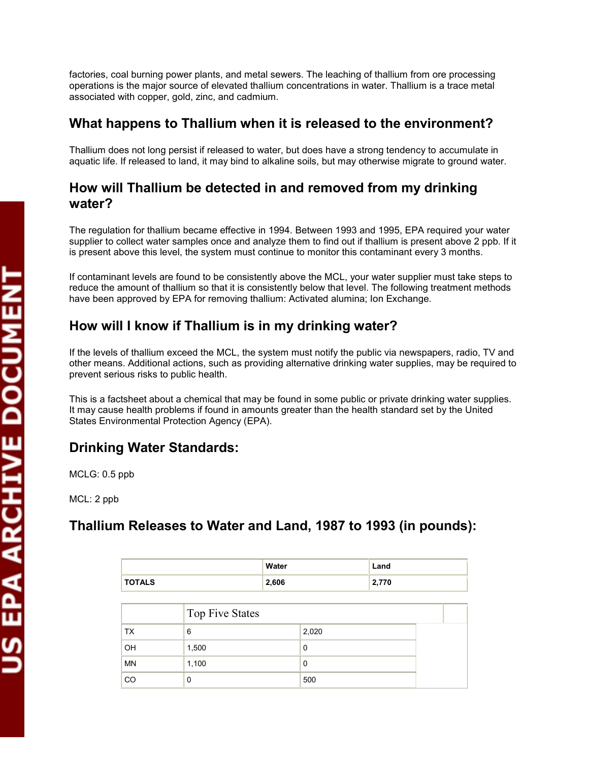factories, coal burning power plants, and metal sewers. The leaching of thallium from ore processing operations is the major source of elevated thallium concentrations in water. Thallium is a trace metal associated with copper, gold, zinc, and cadmium.

## What happens to Thallium when it is released to the environment?

Thallium does not long persist if released to water, but does have a strong tendency to accumulate in aquatic life. If released to land, it may bind to alkaline soils, but may otherwise migrate to ground water.

## How will Thallium be detected in and removed from my drinking water?

The regulation for thallium became effective in 1994. Between 1993 and 1995, EPA required your water supplier to collect water samples once and analyze them to find out if thallium is present above 2 ppb. If it is present above this level, the system must continue to monitor this contaminant every 3 months.

If contaminant levels are found to be consistently above the MCL, your water supplier must take steps to reduce the amount of thallium so that it is consistently below that level. The following treatment methods have been approved by EPA for removing thallium: Activated alumina; Ion Exchange.

## How will I know if Thallium is in my drinking water?

If the levels of thallium exceed the MCL, the system must notify the public via newspapers, radio, TV and other means. Additional actions, such as providing alternative drinking water supplies, may be required to prevent serious risks to public health.

This is a factsheet about a chemical that may be found in some public or private drinking water supplies. It may cause health problems if found in amounts greater than the health standard set by the United States Environmental Protection Agency (EPA).

## Drinking Water Standards:

MCLG: 0.5 ppb

MCL: 2 ppb

## Thallium Releases to Water and Land, 1987 to 1993 (in pounds):

| | Water | Land |
|---|---|---|
| **TOTALS** | **2,606** | **2,770** |
| | Top Five States | |
| TX | 6 | 2,020 |
| OH | 1,500 | 0 |
| MN | 1,100 | 0 |
| CO | 0 | 500 |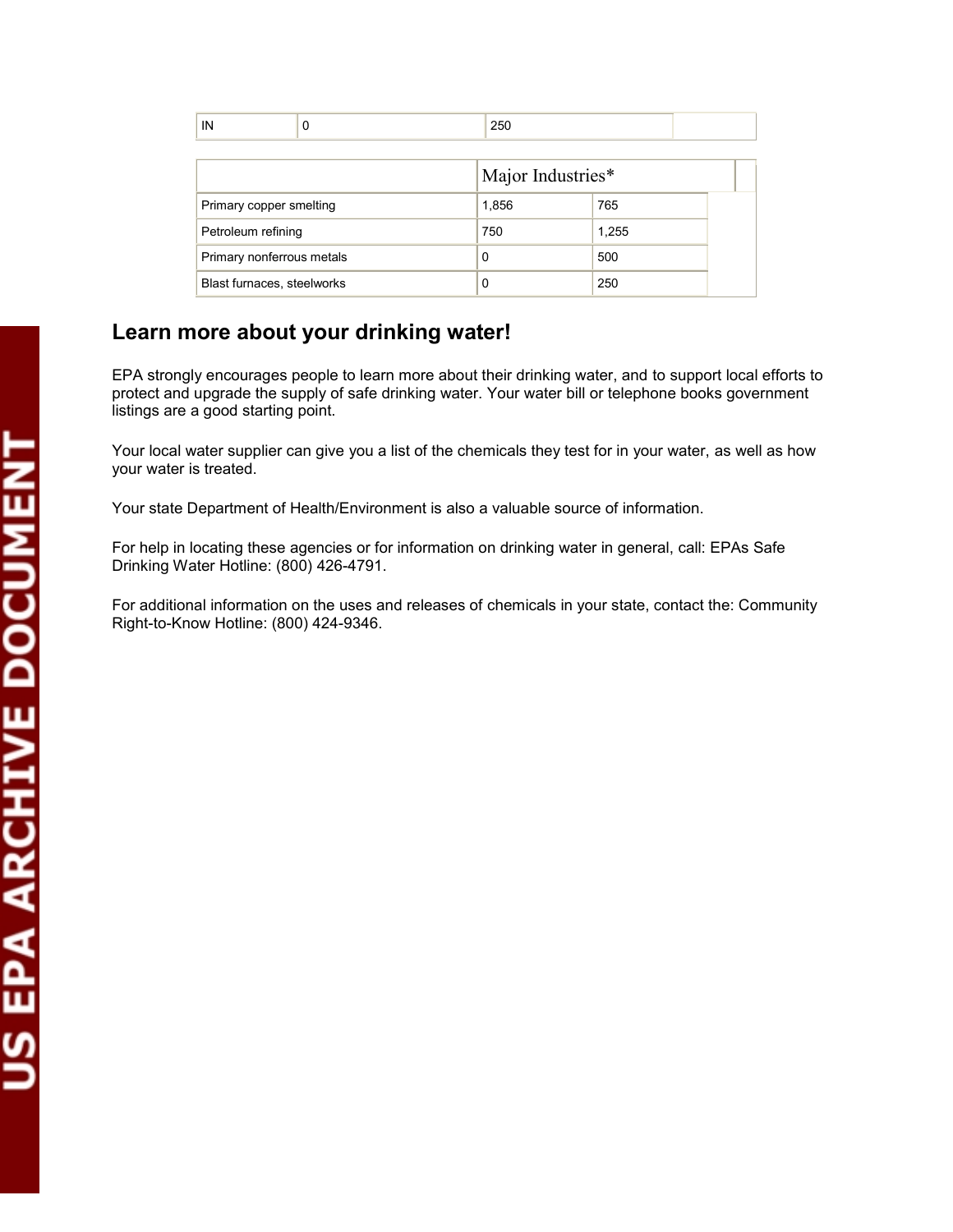| | | |
|---|---|---|
| IN | 0 | 250 |

| | Major Industries* | |
|---|---|---|
| Primary copper smelting | 1,856 | 765 |
| Petroleum refining | 750 | 1,255 |
| Primary nonferrous metals | 0 | 500 |
| Blast furnaces, steelworks | 0 | 250 |

## Learn more about your drinking water!

EPA strongly encourages people to learn more about their drinking water, and to support local efforts to protect and upgrade the supply of safe drinking water. Your water bill or telephone books government listings are a good starting point.

Your local water supplier can give you a list of the chemicals they test for in your water, as well as how your water is treated.

Your state Department of Health/Environment is also a valuable source of information.

For help in locating these agencies or for information on drinking water in general, call: EPAs Safe Drinking Water Hotline: (800) 426-4791.

For additional information on the uses and releases of chemicals in your state, contact the: Community Right-to-Know Hotline: (800) 424-9346.